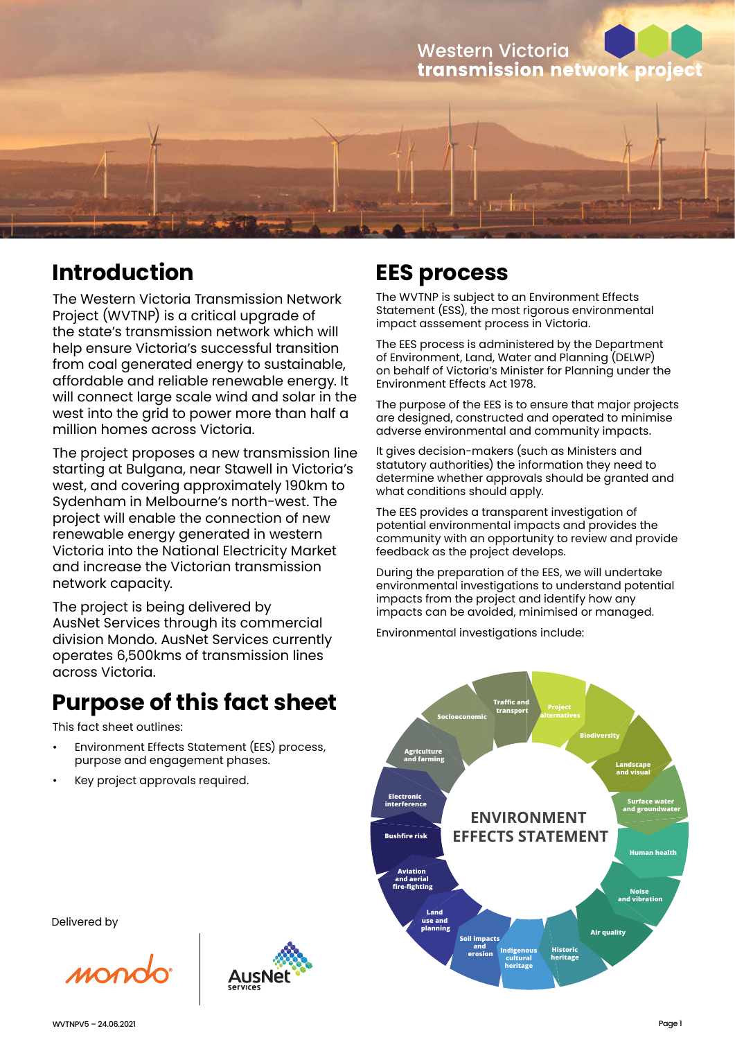# Western Victoria transmission network project

## Introduction

The Western Victoria Transmission Network Project (WVTNP) is a critical upgrade of the state's transmission network which will help ensure Victoria's successful transition from coal generated energy to sustainable, affordable and reliable renewable energy. It will connect large scale wind and solar in the west into the grid to power more than half a million homes across Victoria.

The project proposes a new transmission line starting at Bulgana, near Stawell in Victoria's west, and covering approximately 190km to Sydenham in Melbourne's north-west. The project will enable the connection of new renewable energy generated in western Victoria into the National Electricity Market and increase the Victorian transmission network capacity.

The project is being delivered by AusNet Services through its commercial division Mondo. AusNet Services currently operates 6,500kms of transmission lines across Victoria.

## Purpose of this fact sheet

This fact sheet outlines:

- Environment Effects Statement (EES) process, purpose and engagement phases.
- Key project approvals required.

Delivered by

mondo

AusNet services

## EES process

The WVTNP is subject to an Environment Effects Statement (ESS), the most rigorous environmental impact asssement process in Victoria.

The EES process is administered by the Department of Environment, Land, Water and Planning (DELWP) on behalf of Victoria's Minister for Planning under the Environment Effects Act 1978.

The purpose of the EES is to ensure that major projects are designed, constructed and operated to minimise adverse environmental and community impacts.

It gives decision-makers (such as Ministers and statutory authorities) the information they need to determine whether approvals should be granted and what conditions should apply.

The EES provides a transparent investigation of potential environmental impacts and provides the community with an opportunity to review and provide feedback as the project develops.

During the preparation of the EES, we will undertake environmental investigations to understand potential impacts from the project and identify how any impacts can be avoided, minimised or managed.

Environmental investigations include:

ENVIRONMENT EFFECTS STATEMENT

Traffic and transport
Project alternatives
Biodiversity
Landscape and visual
Surface water and groundwater
Human health
Noise and vibration
Air quality
Historic heritage
Indigenous cultural heritage
Soil impacts and erosion
Land use and planning
Aviation and aerial fire-fighting
Bushfire risk
Electronic interference
Agriculture and farming
Socioeconomic

WVTNPV5 – 24.06.2021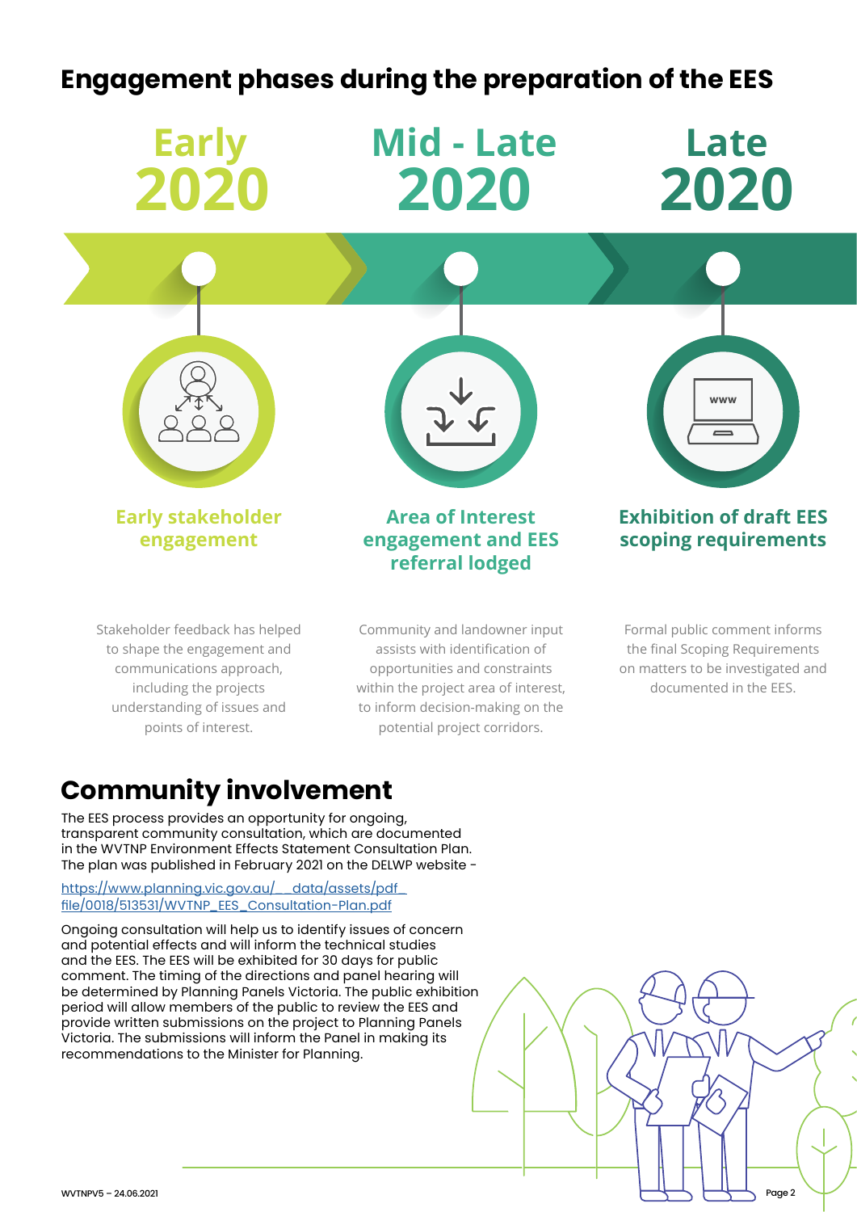# Engagement phases during the preparation of the EES

## Early 2020

### Early stakeholder engagement

Stakeholder feedback has helped to shape the engagement and communications approach, including the projects understanding of issues and points of interest.

## Mid - Late 2020

### Area of Interest engagement and EES referral lodged

Community and landowner input assists with identification of opportunities and constraints within the project area of interest, to inform decision-making on the potential project corridors.

## Late 2020

### Exhibition of draft EES scoping requirements

Formal public comment informs the final Scoping Requirements on matters to be investigated and documented in the EES.

# Community involvement

The EES process provides an opportunity for ongoing, transparent community consultation, which are documented in the WVTNP Environment Effects Statement Consultation Plan. The plan was published in February 2021 on the DELWP website -

https://www.planning.vic.gov.au/__data/assets/pdf_file/0018/513531/WVTNP_EES_Consultation-Plan.pdf

Ongoing consultation will help us to identify issues of concern and potential effects and will inform the technical studies and the EES. The EES will be exhibited for 30 days for public comment. The timing of the directions and panel hearing will be determined by Planning Panels Victoria. The public exhibition period will allow members of the public to review the EES and provide written submissions on the project to Planning Panels Victoria. The submissions will inform the Panel in making its recommendations to the Minister for Planning.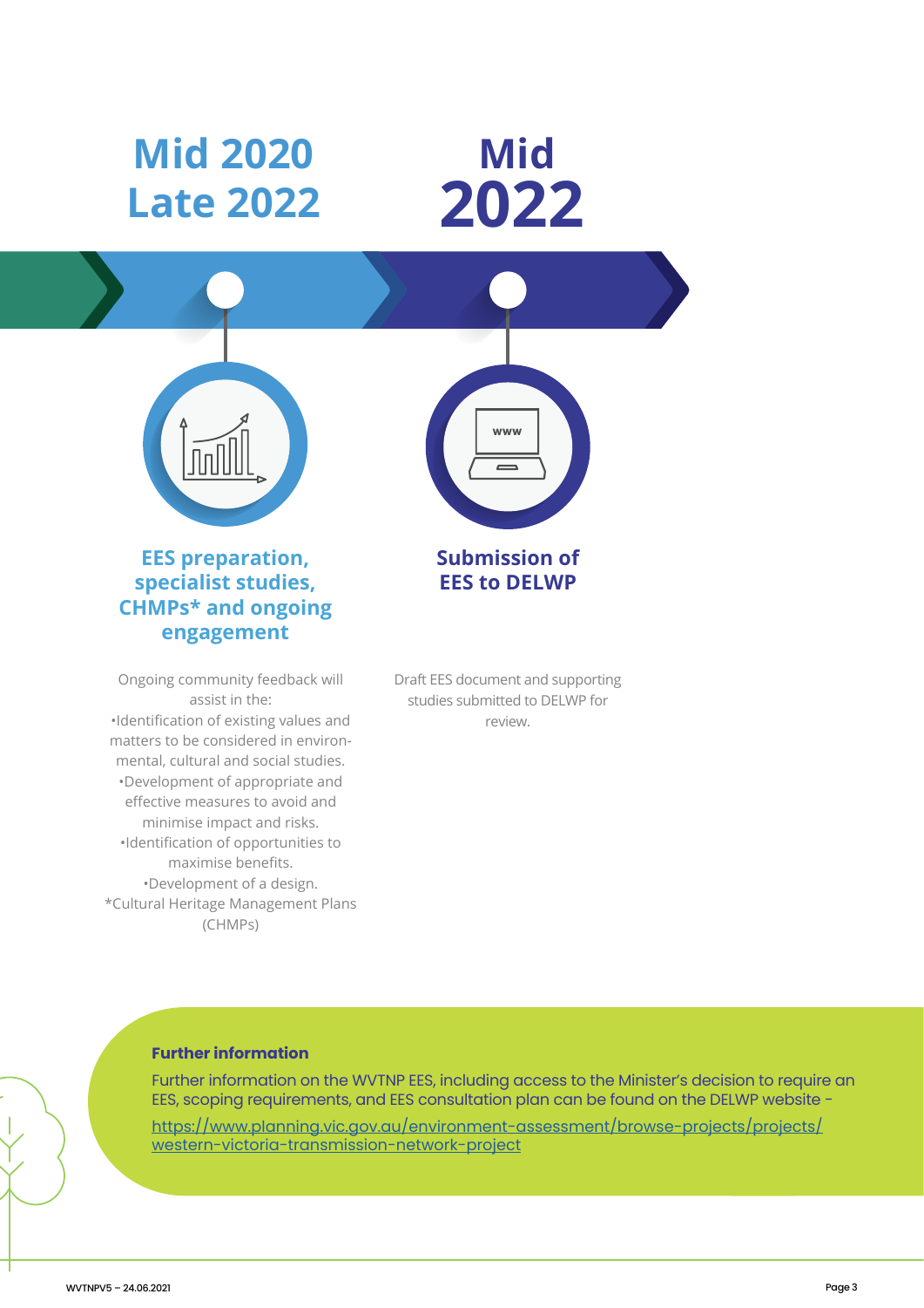## Mid 2020
## Late 2022

### EES preparation, specialist studies, CHMPs* and ongoing engagement

Ongoing community feedback will assist in the:

- Identification of existing values and matters to be considered in environmental, cultural and social studies.
- Development of appropriate and effective measures to avoid and minimise impact and risks.
- Identification of opportunities to maximise benefits.
- Development of a design.

*Cultural Heritage Management Plans (CHMPs)

## Mid 2022

### Submission of EES to DELWP

Draft EES document and supporting studies submitted to DELWP for review.

**Further information**

Further information on the WVTNP EES, including access to the Minister's decision to require an EES, scoping requirements, and EES consultation plan can be found on the DELWP website - https://www.planning.vic.gov.au/environment-assessment/browse-projects/projects/western-victoria-transmission-network-project

WVTNPV5 – 24.06.2021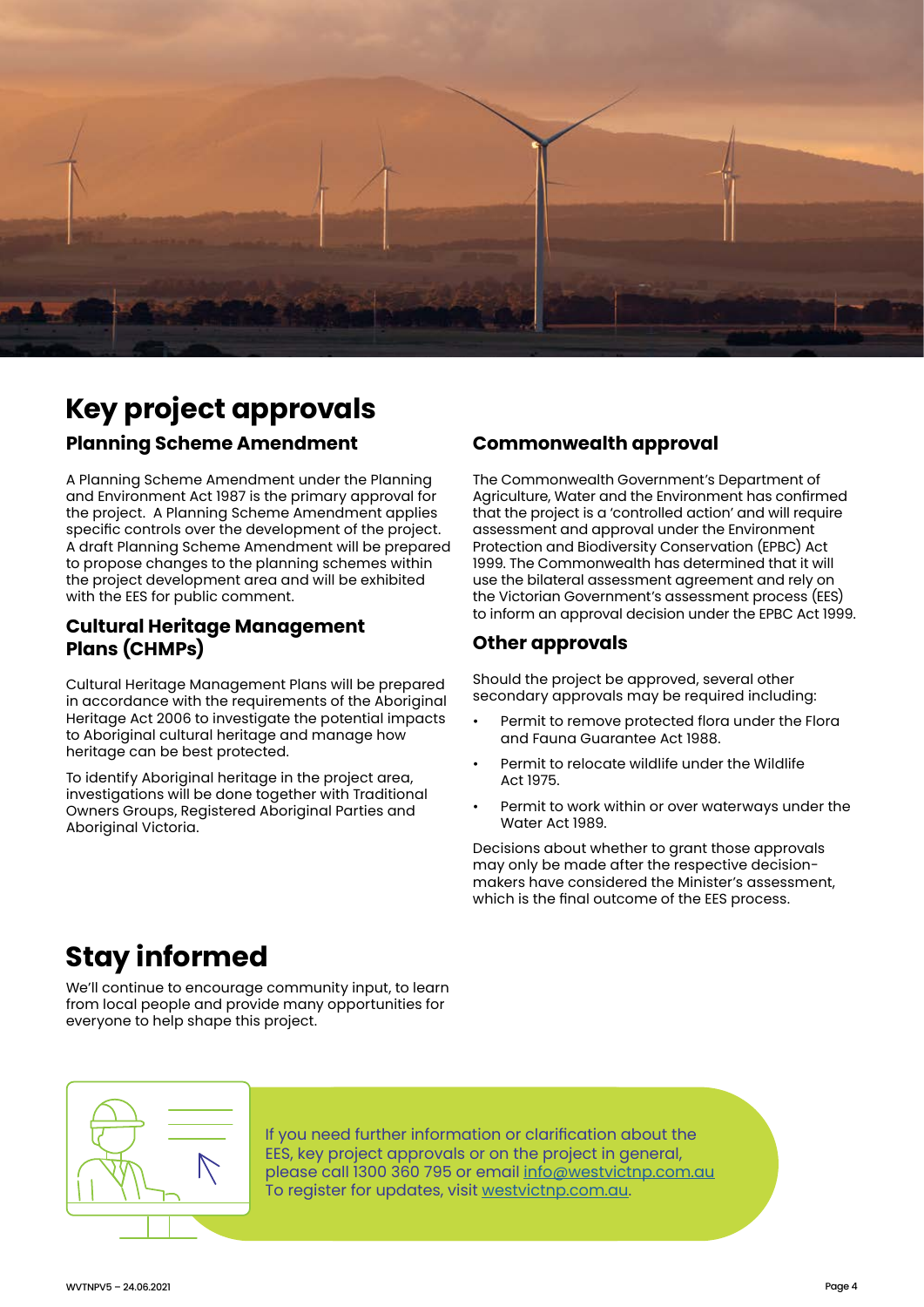# Key project approvals

## Planning Scheme Amendment

A Planning Scheme Amendment under the Planning and Environment Act 1987 is the primary approval for the project. A Planning Scheme Amendment applies specific controls over the development of the project. A draft Planning Scheme Amendment will be prepared to propose changes to the planning schemes within the project development area and will be exhibited with the EES for public comment.

## Cultural Heritage Management Plans (CHMPs)

Cultural Heritage Management Plans will be prepared in accordance with the requirements of the Aboriginal Heritage Act 2006 to investigate the potential impacts to Aboriginal cultural heritage and manage how heritage can be best protected.

To identify Aboriginal heritage in the project area, investigations will be done together with Traditional Owners Groups, Registered Aboriginal Parties and Aboriginal Victoria.

## Commonwealth approval

The Commonwealth Government's Department of Agriculture, Water and the Environment has confirmed that the project is a 'controlled action' and will require assessment and approval under the Environment Protection and Biodiversity Conservation (EPBC) Act 1999. The Commonwealth has determined that it will use the bilateral assessment agreement and rely on the Victorian Government's assessment process (EES) to inform an approval decision under the EPBC Act 1999.

## Other approvals

Should the project be approved, several other secondary approvals may be required including:

- Permit to remove protected flora under the Flora and Fauna Guarantee Act 1988.
- Permit to relocate wildlife under the Wildlife Act 1975.
- Permit to work within or over waterways under the Water Act 1989.

Decisions about whether to grant those approvals may only be made after the respective decision-makers have considered the Minister's assessment, which is the final outcome of the EES process.

# Stay informed

We'll continue to encourage community input, to learn from local people and provide many opportunities for everyone to help shape this project.

If you need further information or clarification about the EES, key project approvals or on the project in general, please call 1300 360 795 or email info@westvictnp.com.au
To register for updates, visit westvictnp.com.au.

WVTNPV5 – 24.06.2021